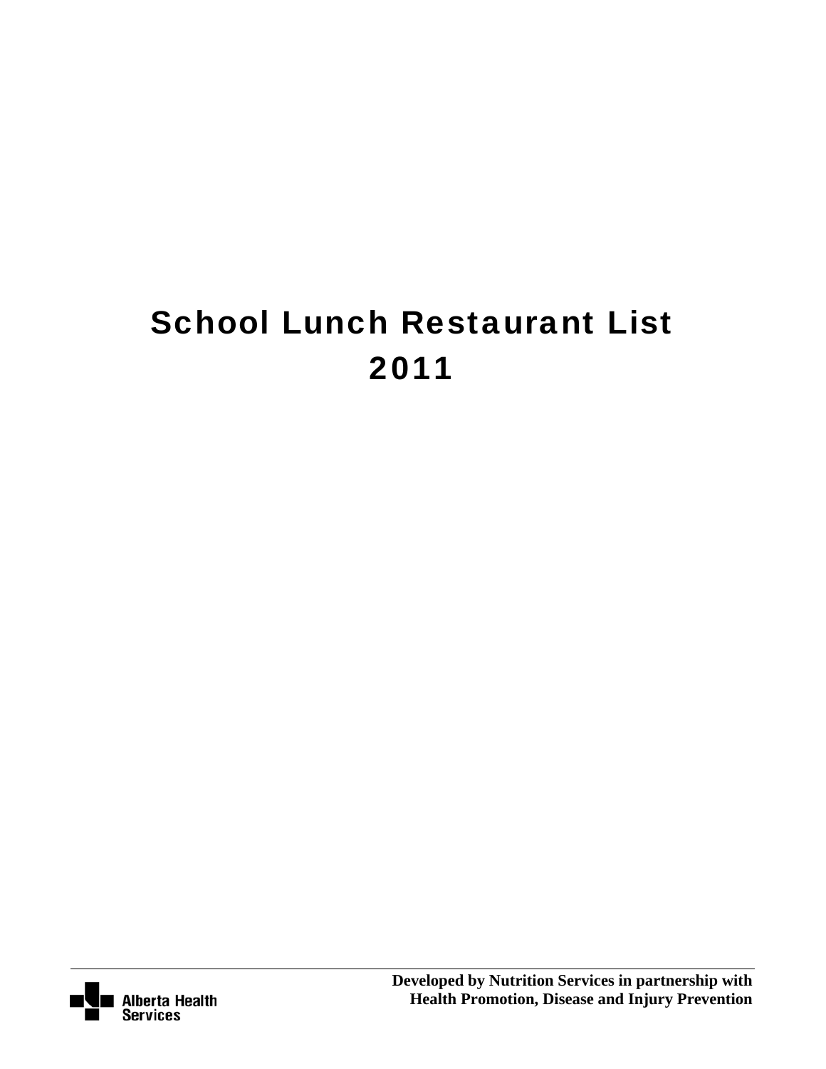# School Lunch Restaurant List 2011

**Developed by Nutrition Services in partnership with Health Promotion, Disease and Injury Prevention**

Alberta Health Services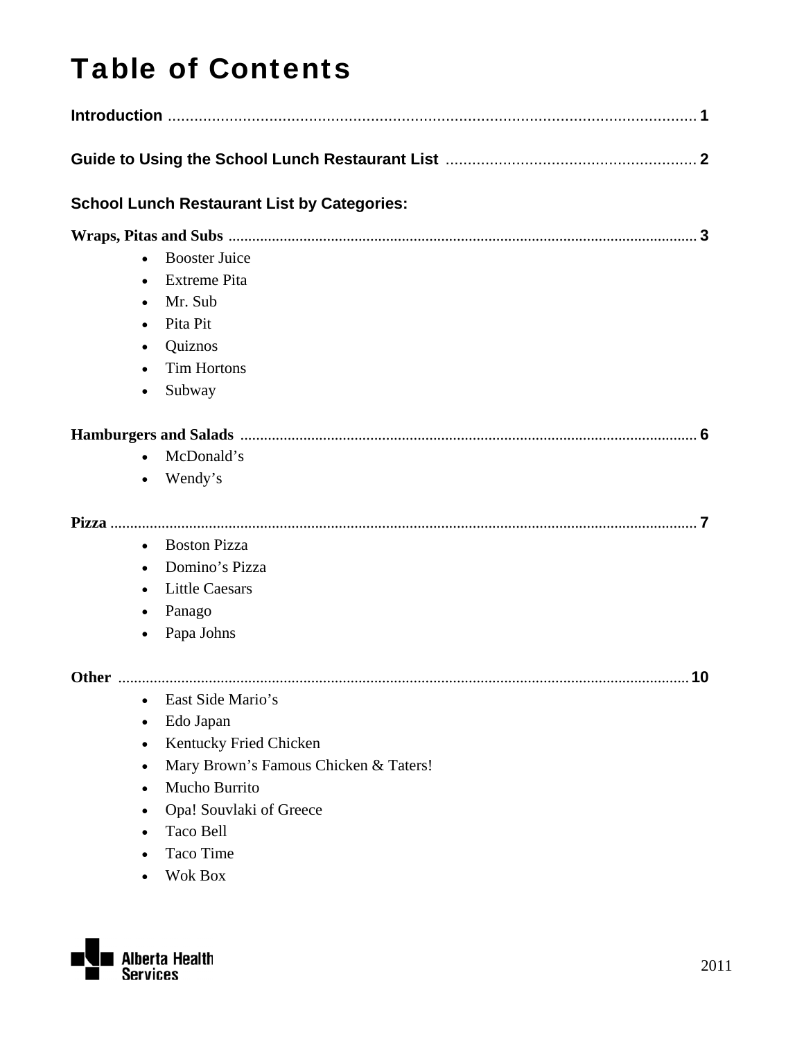# Table of Contents

**Introduction** .......................................................................................................... 1

**Guide to Using the School Lunch Restaurant List** .......................................................... 2

### School Lunch Restaurant List by Categories:

**Wraps, Pitas and Subs** ..................................................................................................... 3

- Booster Juice
- Extreme Pita
- Mr. Sub
- Pita Pit
- Quiznos
- Tim Hortons
- Subway

**Hamburgers and Salads** .................................................................................................. 6

- McDonald's
- Wendy's

**Pizza** ................................................................................................................................... 7

- Boston Pizza
- Domino's Pizza
- Little Caesars
- Panago
- Papa Johns

**Other** ................................................................................................................................ 10

- East Side Mario's
- Edo Japan
- Kentucky Fried Chicken
- Mary Brown's Famous Chicken & Taters!
- Mucho Burrito
- Opa! Souvlaki of Greece
- Taco Bell
- Taco Time
- Wok Box

Alberta Health Services

2011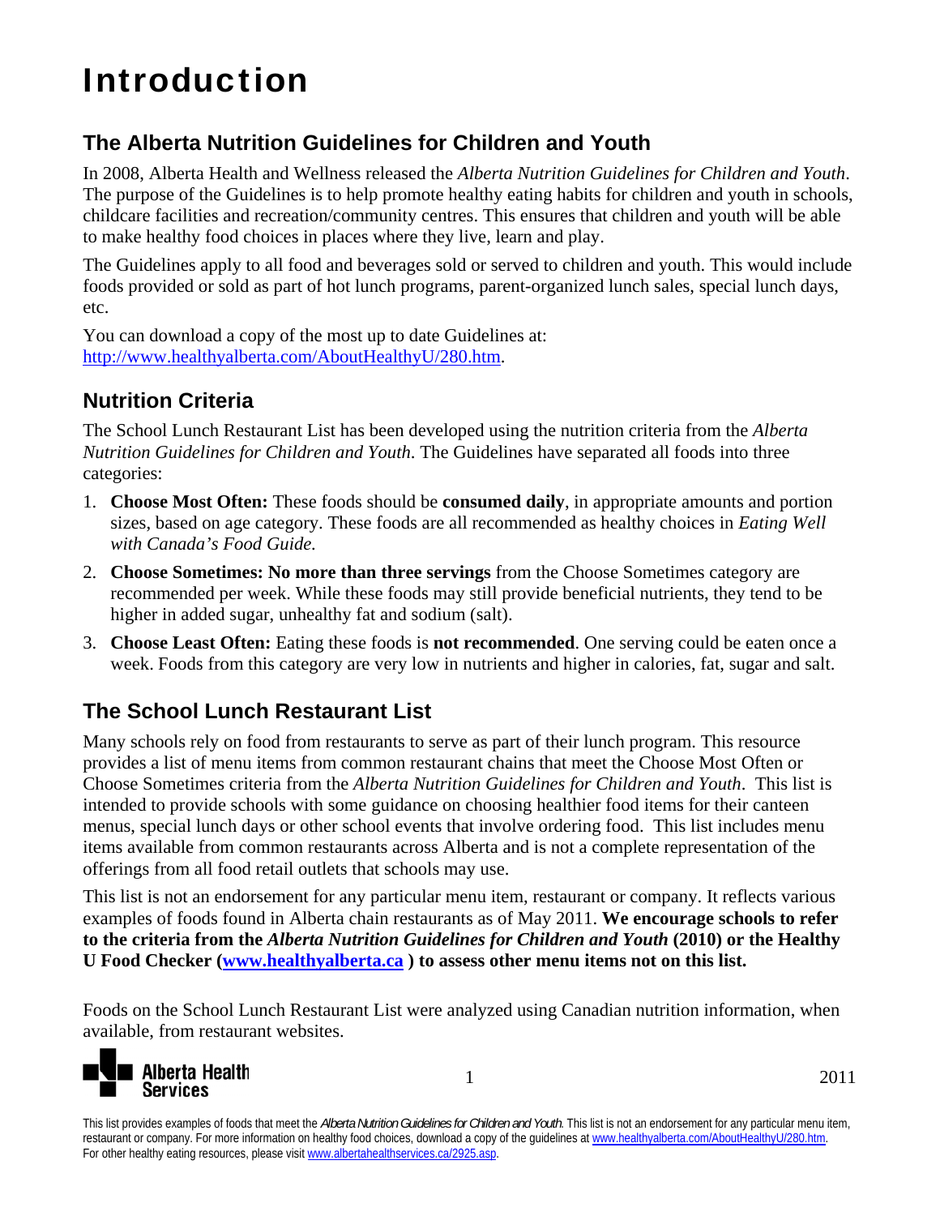# Introduction

## The Alberta Nutrition Guidelines for Children and Youth

In 2008, Alberta Health and Wellness released the *Alberta Nutrition Guidelines for Children and Youth*. The purpose of the Guidelines is to help promote healthy eating habits for children and youth in schools, childcare facilities and recreation/community centres. This ensures that children and youth will be able to make healthy food choices in places where they live, learn and play.

The Guidelines apply to all food and beverages sold or served to children and youth. This would include foods provided or sold as part of hot lunch programs, parent-organized lunch sales, special lunch days, etc.

You can download a copy of the most up to date Guidelines at: http://www.healthyalberta.com/AboutHealthyU/280.htm.

## Nutrition Criteria

The School Lunch Restaurant List has been developed using the nutrition criteria from the *Alberta Nutrition Guidelines for Children and Youth.* The Guidelines have separated all foods into three categories:

1. **Choose Most Often:** These foods should be **consumed daily**, in appropriate amounts and portion sizes, based on age category. These foods are all recommended as healthy choices in *Eating Well with Canada's Food Guide.*
2. **Choose Sometimes: No more than three servings** from the Choose Sometimes category are recommended per week. While these foods may still provide beneficial nutrients, they tend to be higher in added sugar, unhealthy fat and sodium (salt).
3. **Choose Least Often:** Eating these foods is **not recommended**. One serving could be eaten once a week. Foods from this category are very low in nutrients and higher in calories, fat, sugar and salt.

## The School Lunch Restaurant List

Many schools rely on food from restaurants to serve as part of their lunch program. This resource provides a list of menu items from common restaurant chains that meet the Choose Most Often or Choose Sometimes criteria from the *Alberta Nutrition Guidelines for Children and Youth*. This list is intended to provide schools with some guidance on choosing healthier food items for their canteen menus, special lunch days or other school events that involve ordering food. This list includes menu items available from common restaurants across Alberta and is not a complete representation of the offerings from all food retail outlets that schools may use.

This list is not an endorsement for any particular menu item, restaurant or company. It reflects various examples of foods found in Alberta chain restaurants as of May 2011. **We encourage schools to refer to the criteria from the *Alberta Nutrition Guidelines for Children and Youth* (2010) or the Healthy U Food Checker (www.healthyalberta.ca ) to assess other menu items not on this list.**

Foods on the School Lunch Restaurant List were analyzed using Canadian nutrition information, when available, from restaurant websites.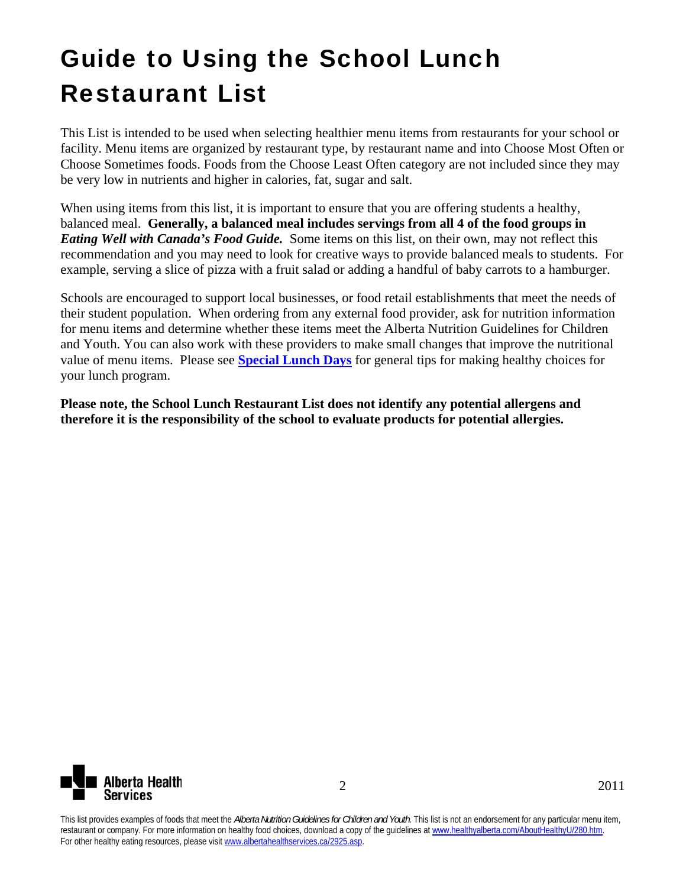# Guide to Using the School Lunch Restaurant List

This List is intended to be used when selecting healthier menu items from restaurants for your school or facility. Menu items are organized by restaurant type, by restaurant name and into Choose Most Often or Choose Sometimes foods. Foods from the Choose Least Often category are not included since they may be very low in nutrients and higher in calories, fat, sugar and salt.

When using items from this list, it is important to ensure that you are offering students a healthy, balanced meal. **Generally, a balanced meal includes servings from all 4 of the food groups in *Eating Well with Canada's Food Guide.*** Some items on this list, on their own, may not reflect this recommendation and you may need to look for creative ways to provide balanced meals to students. For example, serving a slice of pizza with a fruit salad or adding a handful of baby carrots to a hamburger.

Schools are encouraged to support local businesses, or food retail establishments that meet the needs of their student population. When ordering from any external food provider, ask for nutrition information for menu items and determine whether these items meet the Alberta Nutrition Guidelines for Children and Youth. You can also work with these providers to make small changes that improve the nutritional value of menu items. Please see **Special Lunch Days** for general tips for making healthy choices for your lunch program.

**Please note, the School Lunch Restaurant List does not identify any potential allergens and therefore it is the responsibility of the school to evaluate products for potential allergies.**

This list provides examples of foods that meet the *Alberta Nutrition Guidelines for Children and Youth*. This list is not an endorsement for any particular menu item, restaurant or company. For more information on healthy food choices, download a copy of the guidelines at www.healthyalberta.com/AboutHealthyU/280.htm. For other healthy eating resources, please visit www.albertahealthservices.ca/2925.asp.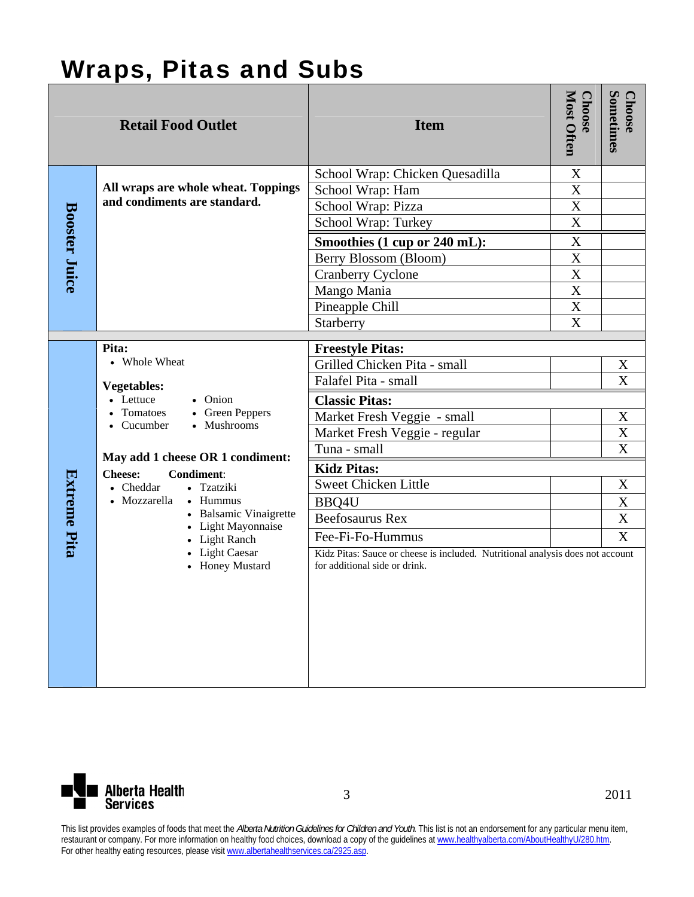# Wraps, Pitas and Subs

| Retail Food Outlet | | Item | Choose Most Often | Choose Sometimes |
|---|---|---|---|---|
| Booster Juice | All wraps are whole wheat. Toppings and condiments are standard. | School Wrap: Chicken Quesadilla | X | |
| | | School Wrap: Ham | X | |
| | | School Wrap: Pizza | X | |
| | | School Wrap: Turkey | X | |
| | | **Smoothies (1 cup or 240 mL):** | X | |
| | | Berry Blossom (Bloom) | X | |
| | | Cranberry Cyclone | X | |
| | | Mango Mania | X | |
| | | Pineapple Chill | X | |
| | | Starberry | X | |
| Extreme Pita | **Pita:** • Whole Wheat | **Freestyle Pitas:** | | |
| | **Vegetables:** • Lettuce • Tomatoes • Cucumber • Onion • Green Peppers • Mushrooms | Grilled Chicken Pita - small | | X |
| | | Falafel Pita - small | | X |
| | **May add 1 cheese OR 1 condiment:** | **Classic Pitas:** | | |
| | **Cheese:** • Cheddar • Mozzarella | Market Fresh Veggie - small | | X |
| | **Condiment:** • Tzatziki • Hummus • Balsamic Vinaigrette • Light Mayonnaise • Light Ranch • Light Caesar • Honey Mustard | Market Fresh Veggie - regular | | X |
| | | Tuna - small | | X |
| | | **Kidz Pitas:** | | |
| | | Sweet Chicken Little | | X |
| | | BBQ4U | | X |
| | | Beefosaurus Rex | | X |
| | | Fee-Fi-Fo-Hummus | | X |
| | | Kidz Pitas: Sauce or cheese is included. Nutritional analysis does not account for additional side or drink. | | |

Alberta Health Services

2011

This list provides examples of foods that meet the *Alberta Nutrition Guidelines for Children and Youth*. This list is not an endorsement for any particular menu item, restaurant or company. For more information on healthy food choices, download a copy of the guidelines at www.healthyalberta.com/AboutHealthyU/280.htm. For other healthy eating resources, please visit www.albertahealthservices.ca/2925.asp.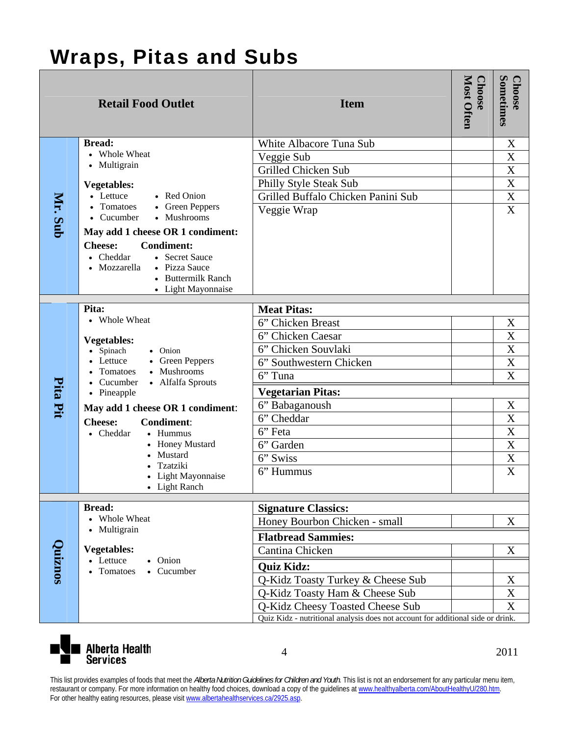# Wraps, Pitas and Subs

| Retail Food Outlet | | Item | Choose Most Often | Choose Sometimes |
|---|---|---|---|---|
| **Mr. Sub** | **Bread:** • Whole Wheat • Multigrain **Vegetables:** • Lettuce • Tomatoes • Cucumber • Red Onion • Green Peppers • Mushrooms **May add 1 cheese OR 1 condiment:** **Cheese:** • Cheddar • Mozzarella **Condiment:** • Secret Sauce • Pizza Sauce • Buttermilk Ranch • Light Mayonnaise | White Albacore Tuna Sub | | X |
| | | Veggie Sub | | X |
| | | Grilled Chicken Sub | | X |
| | | Philly Style Steak Sub | | X |
| | | Grilled Buffalo Chicken Panini Sub | | X |
| | | Veggie Wrap | | X |
| **Pita Pit** | **Pita:** • Whole Wheat **Vegetables:** • Spinach • Lettuce • Tomatoes • Cucumber • Pineapple • Onion • Green Peppers • Mushrooms • Alfalfa Sprouts **May add 1 cheese OR 1 condiment:** **Cheese:** • Cheddar **Condiment:** • Hummus • Honey Mustard • Mustard • Tzatziki • Light Mayonnaise • Light Ranch | **Meat Pitas:** | | |
| | | 6" Chicken Breast | | X |
| | | 6" Chicken Caesar | | X |
| | | 6" Chicken Souvlaki | | X |
| | | 6" Southwestern Chicken | | X |
| | | 6" Tuna | | X |
| | | **Vegetarian Pitas:** | | |
| | | 6" Babaganoush | | X |
| | | 6" Cheddar | | X |
| | | 6" Feta | | X |
| | | 6" Garden | | X |
| | | 6" Swiss | | X |
| | | 6" Hummus | | X |
| **Quiznos** | **Bread:** • Whole Wheat • Multigrain **Vegetables:** • Lettuce • Tomatoes • Onion • Cucumber | **Signature Classics:** | | |
| | | Honey Bourbon Chicken - small | | X |
| | | **Flatbread Sammies:** | | |
| | | Cantina Chicken | | X |
| | | **Quiz Kidz:** | | |
| | | Q-Kidz Toasty Turkey & Cheese Sub | | X |
| | | Q-Kidz Toasty Ham & Cheese Sub | | X |
| | | Q-Kidz Cheesy Toasted Cheese Sub | | X |
| | | Quiz Kidz - nutritional analysis does not account for additional side or drink. | | |

Alberta Health Services

2011

This list provides examples of foods that meet the *Alberta Nutrition Guidelines for Children and Youth*. This list is not an endorsement for any particular menu item, restaurant or company. For more information on healthy food choices, download a copy of the guidelines at www.healthyalberta.com/AboutHealthyU/280.htm. For other healthy eating resources, please visit www.albertahealthservices.ca/2925.asp.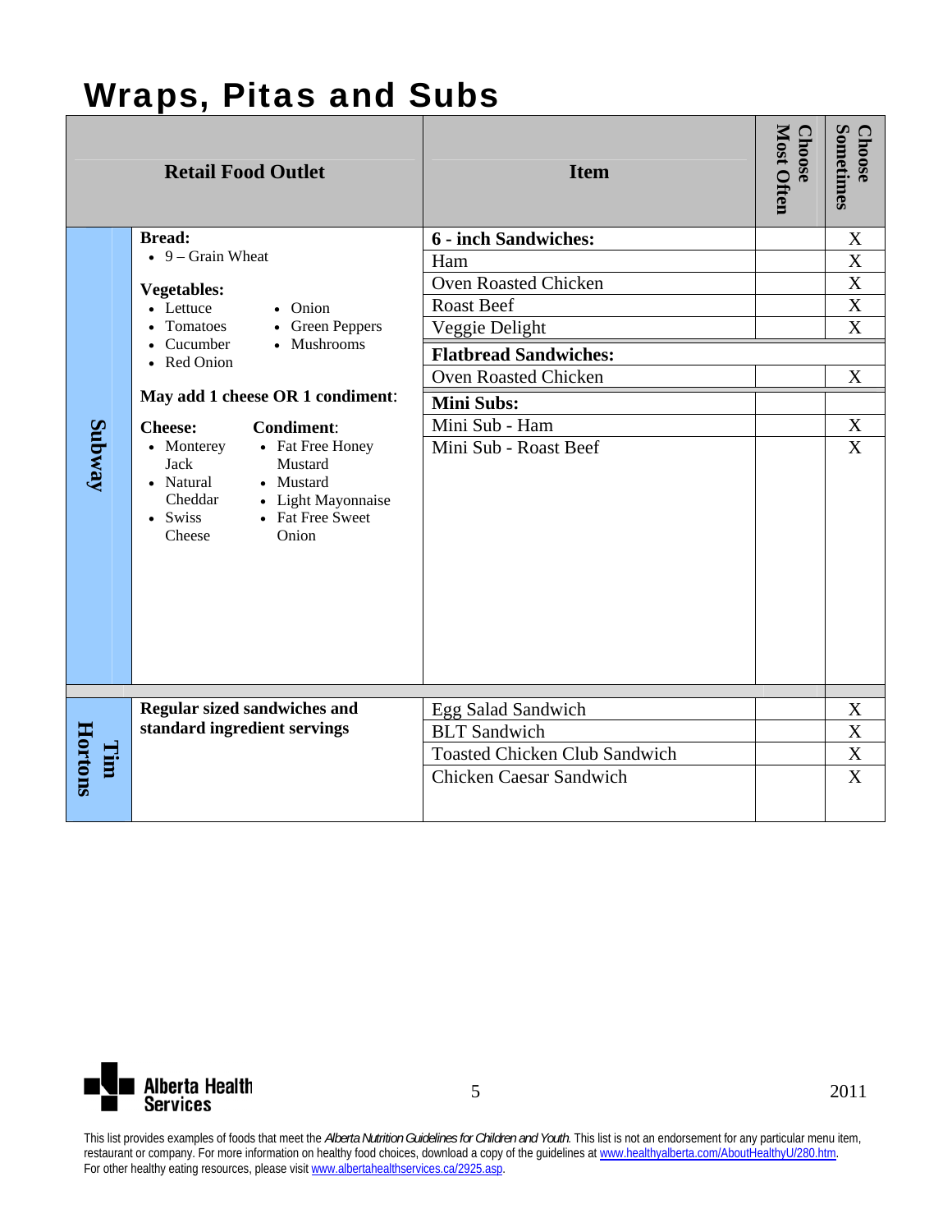# Wraps, Pitas and Subs

| Retail Food Outlet | | Item | Choose Most Often | Choose Sometimes |
|---|---|---|---|---|
| **Subway** | **Bread:**<br>• 9 – Grain Wheat<br><br>**Vegetables:**<br>• Lettuce<br>• Tomatoes<br>• Cucumber<br>• Red Onion<br>• Onion<br>• Green Peppers<br>• Mushrooms<br><br>**May add 1 cheese OR 1 condiment:**<br><br>**Cheese:**<br>• Monterey Jack<br>• Natural Cheddar<br>• Swiss Cheese<br><br>**Condiment:**<br>• Fat Free Honey Mustard<br>• Mustard<br>• Light Mayonnaise<br>• Fat Free Sweet Onion | **6 - inch Sandwiches:** | | X |
| | | Ham | | X |
| | | Oven Roasted Chicken | | X |
| | | Roast Beef | | X |
| | | Veggie Delight | | X |
| | | **Flatbread Sandwiches:** | | |
| | | Oven Roasted Chicken | | X |
| | | **Mini Subs:** | | |
| | | Mini Sub - Ham | | X |
| | | Mini Sub - Roast Beef | | X |
| **Tim Hortons** | **Regular sized sandwiches and standard ingredient servings** | Egg Salad Sandwich | | X |
| | | BLT Sandwich | | X |
| | | Toasted Chicken Club Sandwich | | X |
| | | Chicken Caesar Sandwich | | X |

Alberta Health Services

2011

This list provides examples of foods that meet the *Alberta Nutrition Guidelines for Children and Youth*. This list is not an endorsement for any particular menu item, restaurant or company. For more information on healthy food choices, download a copy of the guidelines at www.healthyalberta.com/AboutHealthyU/280.htm. For other healthy eating resources, please visit www.albertahealthservices.ca/2925.asp.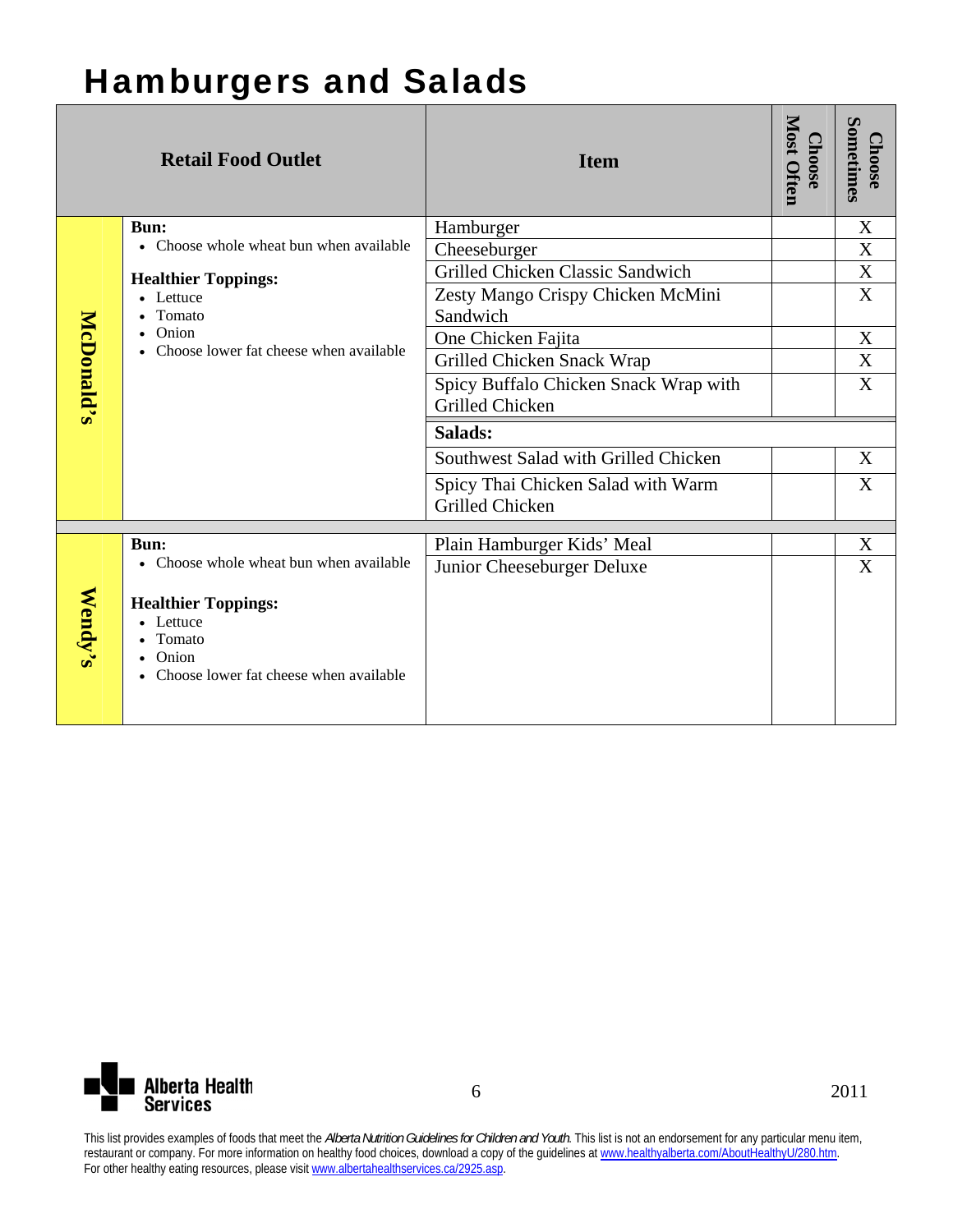# Hamburgers and Salads

| Retail Food Outlet | | Item | Choose Most Often | Choose Sometimes |
|---|---|---|---|---|
| McDonald's | **Bun:** • Choose whole wheat bun when available **Healthier Toppings:** • Lettuce • Tomato • Onion • Choose lower fat cheese when available | Hamburger | | X |
| | | Cheeseburger | | X |
| | | Grilled Chicken Classic Sandwich | | X |
| | | Zesty Mango Crispy Chicken McMini Sandwich | | X |
| | | One Chicken Fajita | | X |
| | | Grilled Chicken Snack Wrap | | X |
| | | Spicy Buffalo Chicken Snack Wrap with Grilled Chicken | | X |
| | | **Salads:** | | |
| | | Southwest Salad with Grilled Chicken | | X |
| | | Spicy Thai Chicken Salad with Warm Grilled Chicken | | X |
| Wendy's | **Bun:** • Choose whole wheat bun when available **Healthier Toppings:** • Lettuce • Tomato • Onion • Choose lower fat cheese when available | Plain Hamburger Kids' Meal | | X |
| | | Junior Cheeseburger Deluxe | | X |

Alberta Health Services

2011

This list provides examples of foods that meet the *Alberta Nutrition Guidelines for Children and Youth*. This list is not an endorsement for any particular menu item, restaurant or company. For more information on healthy food choices, download a copy of the guidelines at www.healthyalberta.com/AboutHealthyU/280.htm. For other healthy eating resources, please visit www.albertahealthservices.ca/2925.asp.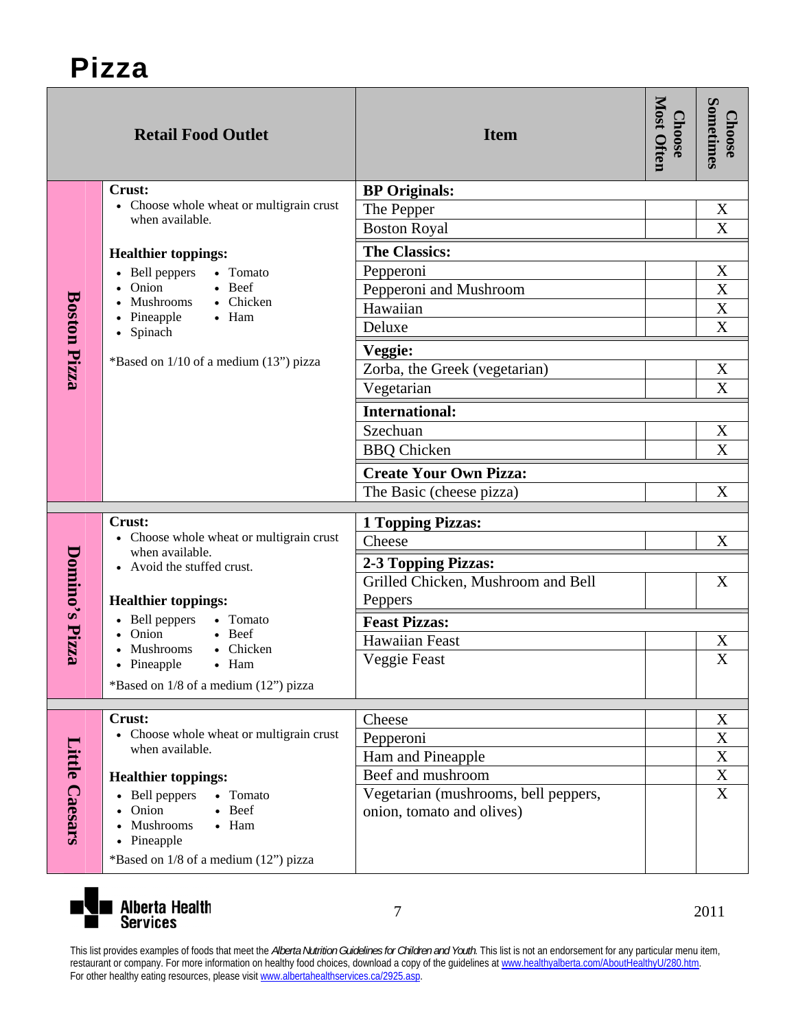# Pizza

| Retail Food Outlet | | Item | Choose Most Often | Choose Sometimes |
|---|---|---|---|---|
| Boston Pizza | **Crust:**<br>• Choose whole wheat or multigrain crust when available.<br><br>**Healthier toppings:**<br>• Bell peppers • Tomato<br>• Onion • Beef<br>• Mushrooms • Chicken<br>• Pineapple • Ham<br>• Spinach<br><br>*Based on 1/10 of a medium (13") pizza | **BP Originals:** | | |
| | | The Pepper | | X |
| | | Boston Royal | | X |
| | | **The Classics:** | | |
| | | Pepperoni | | X |
| | | Pepperoni and Mushroom | | X |
| | | Hawaiian | | X |
| | | Deluxe | | X |
| | | **Veggie:** | | |
| | | Zorba, the Greek (vegetarian) | | X |
| | | Vegetarian | | X |
| | | **International:** | | |
| | | Szechuan | | X |
| | | BBQ Chicken | | X |
| | | **Create Your Own Pizza:** | | |
| | | The Basic (cheese pizza) | | X |
| Domino's Pizza | **Crust:**<br>• Choose whole wheat or multigrain crust when available.<br>• Avoid the stuffed crust.<br><br>**Healthier toppings:**<br>• Bell peppers • Tomato<br>• Onion • Beef<br>• Mushrooms • Chicken<br>• Pineapple • Ham<br><br>*Based on 1/8 of a medium (12") pizza | **1 Topping Pizzas:** | | |
| | | Cheese | | X |
| | | **2-3 Topping Pizzas:** | | |
| | | Grilled Chicken, Mushroom and Bell Peppers | | X |
| | | **Feast Pizzas:** | | |
| | | Hawaiian Feast | | X |
| | | Veggie Feast | | X |
| Little Caesars | **Crust:**<br>• Choose whole wheat or multigrain crust when available.<br><br>**Healthier toppings:**<br>• Bell peppers • Tomato<br>• Onion • Beef<br>• Mushrooms • Ham<br>• Pineapple<br><br>*Based on 1/8 of a medium (12") pizza | Cheese | | X |
| | | Pepperoni | | X |
| | | Ham and Pineapple | | X |
| | | Beef and mushroom | | X |
| | | Vegetarian (mushrooms, bell peppers, onion, tomato and olives) | | X |

Alberta Health Services

2011

This list provides examples of foods that meet the *Alberta Nutrition Guidelines for Children and Youth*. This list is not an endorsement for any particular menu item, restaurant or company. For more information on healthy food choices, download a copy of the guidelines at www.healthyalberta.com/AboutHealthyU/280.htm. For other healthy eating resources, please visit www.albertahealthservices.ca/2925.asp.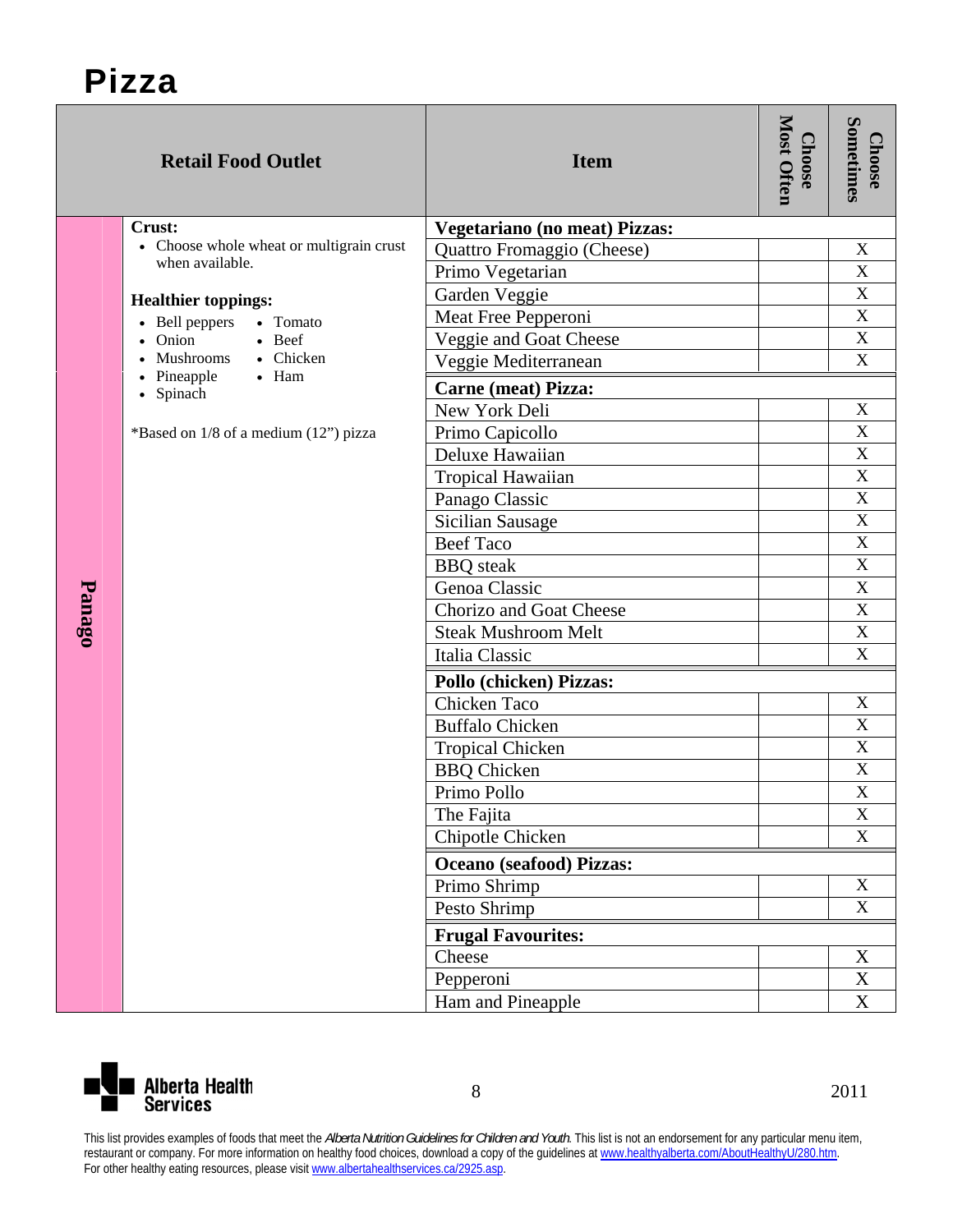# Pizza

| Retail Food Outlet | | Item | Choose Most Often | Choose Sometimes |
|---|---|---|---|---|
| Panago | **Crust:** • Choose whole wheat or multigrain crust when available. **Healthier toppings:** • Bell peppers • Onion • Mushrooms • Pineapple • Spinach • Tomato • Beef • Chicken • Ham *Based on 1/8 of a medium (12") pizza | **Vegetariano (no meat) Pizzas:** | | |
| | | Quattro Fromaggio (Cheese) | | X |
| | | Primo Vegetarian | | X |
| | | Garden Veggie | | X |
| | | Meat Free Pepperoni | | X |
| | | Veggie and Goat Cheese | | X |
| | | Veggie Mediterranean | | X |
| | | **Carne (meat) Pizza:** | | |
| | | New York Deli | | X |
| | | Primo Capicollo | | X |
| | | Deluxe Hawaiian | | X |
| | | Tropical Hawaiian | | X |
| | | Panago Classic | | X |
| | | Sicilian Sausage | | X |
| | | Beef Taco | | X |
| | | BBQ steak | | X |
| | | Genoa Classic | | X |
| | | Chorizo and Goat Cheese | | X |
| | | Steak Mushroom Melt | | X |
| | | Italia Classic | | X |
| | | **Pollo (chicken) Pizzas:** | | |
| | | Chicken Taco | | X |
| | | Buffalo Chicken | | X |
| | | Tropical Chicken | | X |
| | | BBQ Chicken | | X |
| | | Primo Pollo | | X |
| | | The Fajita | | X |
| | | Chipotle Chicken | | X |
| | | **Oceano (seafood) Pizzas:** | | |
| | | Primo Shrimp | | X |
| | | Pesto Shrimp | | X |
| | | **Frugal Favourites:** | | |
| | | Cheese | | X |
| | | Pepperoni | | X |
| | | Ham and Pineapple | | X |

Alberta Health Services

2011

This list provides examples of foods that meet the *Alberta Nutrition Guidelines for Children and Youth*. This list is not an endorsement for any particular menu item, restaurant or company. For more information on healthy food choices, download a copy of the guidelines at www.healthyalberta.com/AboutHealthyU/280.htm. For other healthy eating resources, please visit www.albertahealthservices.ca/2925.asp.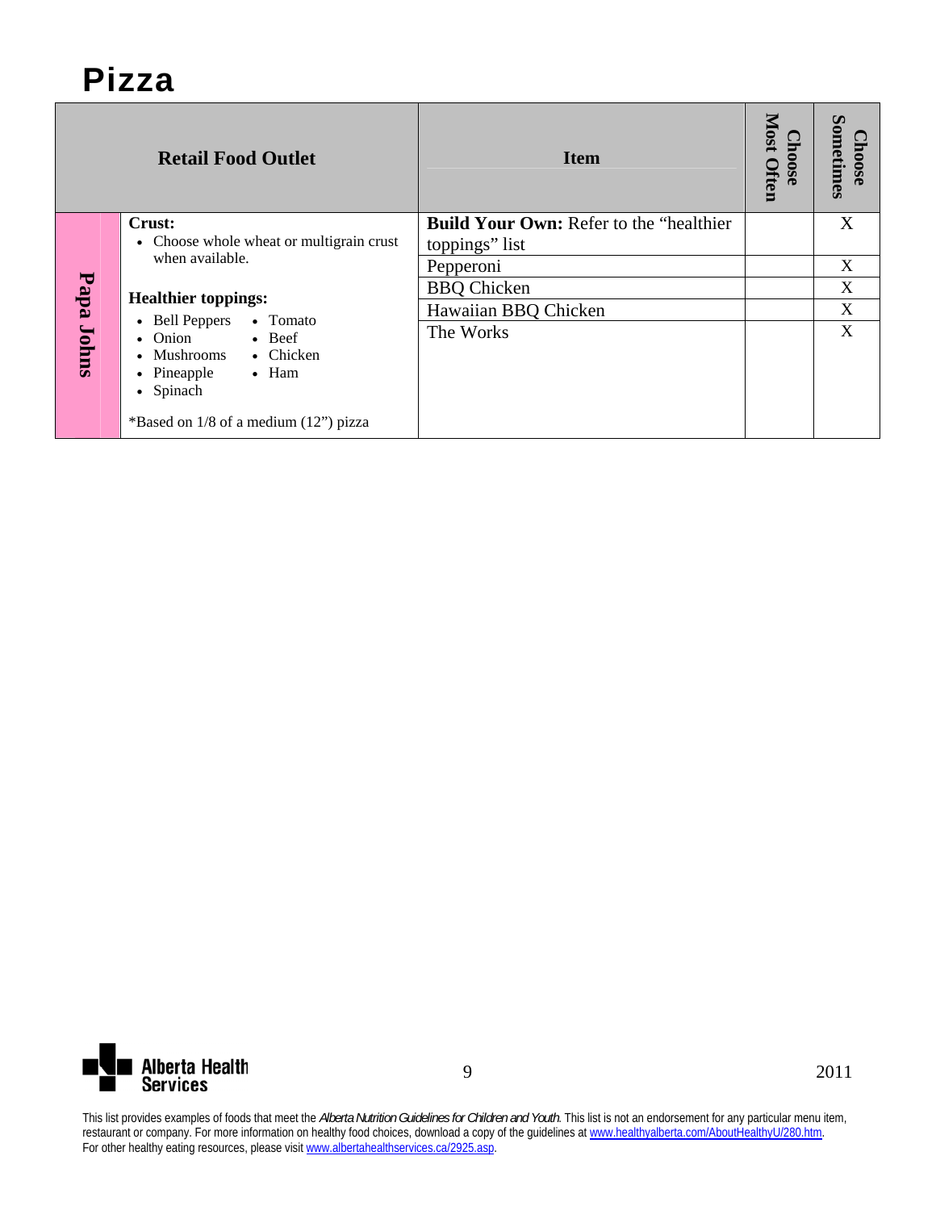# Pizza

| Retail Food Outlet | | Item | Choose Most Often | Choose Sometimes |
|---|---|---|---|---|
| Papa Johns | **Crust:** <br> • Choose whole wheat or multigrain crust when available. <br><br> **Healthier toppings:** <br> • Bell Peppers • Tomato <br> • Onion • Beef <br> • Mushrooms • Chicken <br> • Pineapple • Ham <br> • Spinach <br><br> *Based on 1/8 of a medium (12") pizza | **Build Your Own:** Refer to the "healthier toppings" list | | X |
| | | Pepperoni | | X |
| | | BBQ Chicken | | X |
| | | Hawaiian BBQ Chicken | | X |
| | | The Works | | X |

This list provides examples of foods that meet the *Alberta Nutrition Guidelines for Children and Youth*. This list is not an endorsement for any particular menu item, restaurant or company. For more information on healthy food choices, download a copy of the guidelines at www.healthyalberta.com/AboutHealthyU/280.htm. For other healthy eating resources, please visit www.albertahealthservices.ca/2925.asp.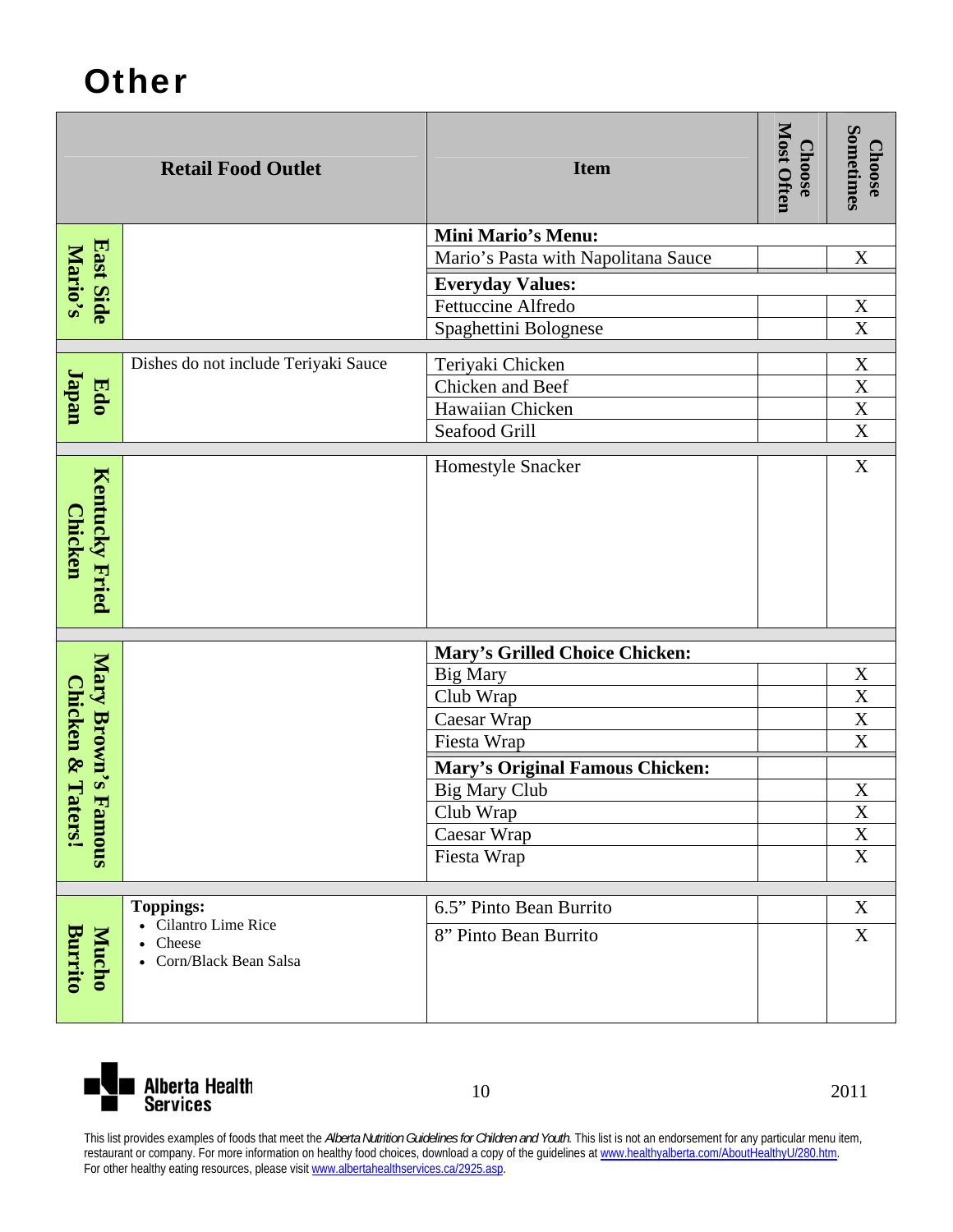# Other

| Retail Food Outlet | | Item | Choose Most Often | Choose Sometimes |
|---|---|---|---|---|
| East Side Mario's | | **Mini Mario's Menu:** | | |
| | | Mario's Pasta with Napolitana Sauce | | X |
| | | **Everyday Values:** | | |
| | | Fettuccine Alfredo | | X |
| | | Spaghettini Bolognese | | X |
| Edo Japan | Dishes do not include Teriyaki Sauce | Teriyaki Chicken | | X |
| | | Chicken and Beef | | X |
| | | Hawaiian Chicken | | X |
| | | Seafood Grill | | X |
| Kentucky Fried Chicken | | Homestyle Snacker | | X |
| Mary Brown's Famous Chicken & Taters! | | **Mary's Grilled Choice Chicken:** | | |
| | | Big Mary | | X |
| | | Club Wrap | | X |
| | | Caesar Wrap | | X |
| | | Fiesta Wrap | | X |
| | | **Mary's Original Famous Chicken:** | | |
| | | Big Mary Club | | X |
| | | Club Wrap | | X |
| | | Caesar Wrap | | X |
| | | Fiesta Wrap | | X |
| Mucho Burrito | **Toppings:** • Cilantro Lime Rice • Cheese • Corn/Black Bean Salsa | 6.5" Pinto Bean Burrito | | X |
| | | 8" Pinto Bean Burrito | | X |

This list provides examples of foods that meet the *Alberta Nutrition Guidelines for Children and Youth*. This list is not an endorsement for any particular menu item, restaurant or company. For more information on healthy food choices, download a copy of the guidelines at www.healthyalberta.com/AboutHealthyU/280.htm.
For other healthy eating resources, please visit www.albertahealthservices.ca/2925.asp.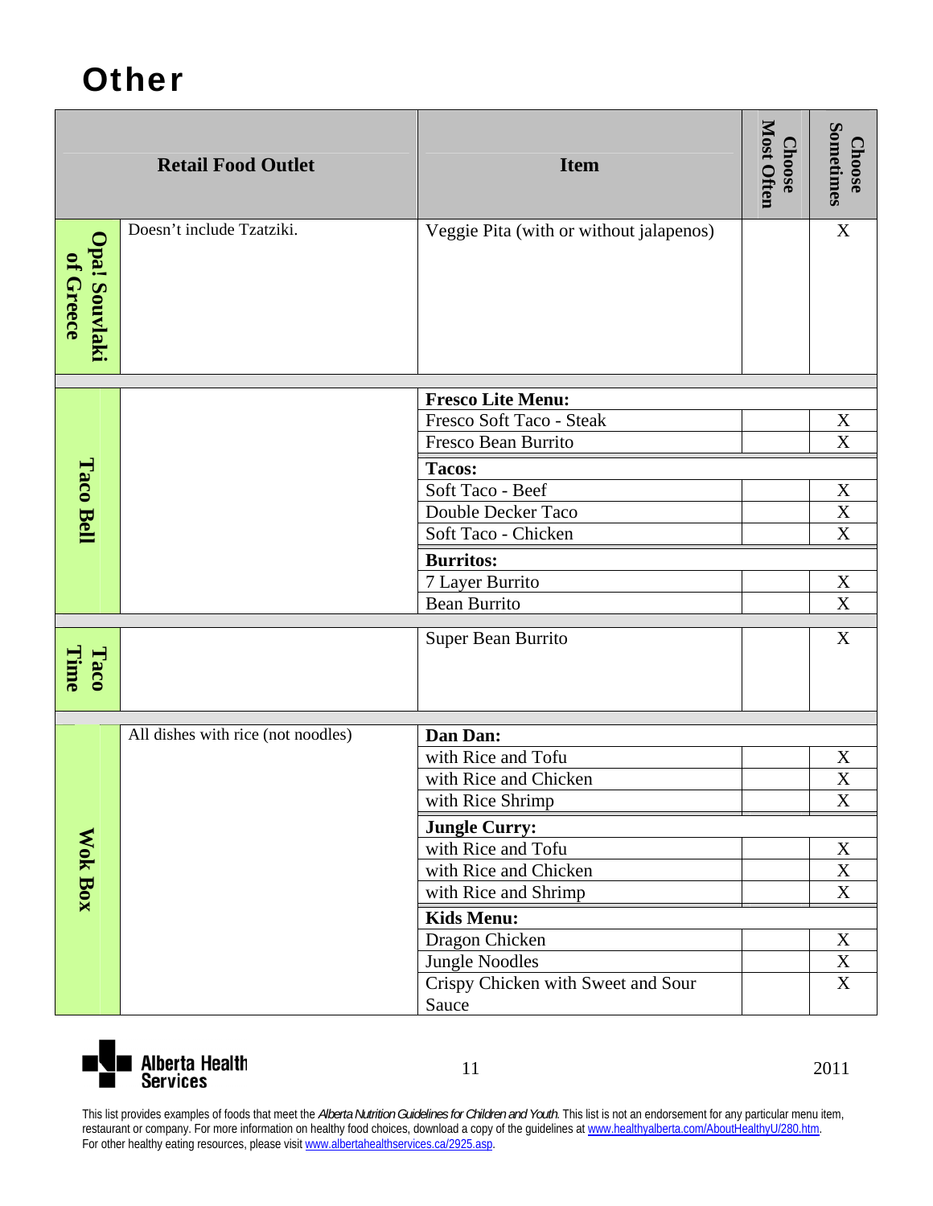# Other

| Retail Food Outlet | | Item | Choose Most Often | Choose Sometimes |
|---|---|---|---|---|
| Opa! Souvlaki of Greece | Doesn't include Tzatziki. | Veggie Pita (with or without jalapenos) | | X |
| Taco Bell | | **Fresco Lite Menu:** | | |
| | | Fresco Soft Taco - Steak | | X |
| | | Fresco Bean Burrito | | X |
| | | **Tacos:** | | |
| | | Soft Taco - Beef | | X |
| | | Double Decker Taco | | X |
| | | Soft Taco - Chicken | | X |
| | | **Burritos:** | | |
| | | 7 Layer Burrito | | X |
| | | Bean Burrito | | X |
| Taco Time | | Super Bean Burrito | | X |
| Wok Box | All dishes with rice (not noodles) | **Dan Dan:** | | |
| | | with Rice and Tofu | | X |
| | | with Rice and Chicken | | X |
| | | with Rice Shrimp | | X |
| | | **Jungle Curry:** | | |
| | | with Rice and Tofu | | X |
| | | with Rice and Chicken | | X |
| | | with Rice and Shrimp | | X |
| | | **Kids Menu:** | | |
| | | Dragon Chicken | | X |
| | | Jungle Noodles | | X |
| | | Crispy Chicken with Sweet and Sour Sauce | | X |

Alberta Health Services

2011

This list provides examples of foods that meet the *Alberta Nutrition Guidelines for Children and Youth*. This list is not an endorsement for any particular menu item, restaurant or company. For more information on healthy food choices, download a copy of the guidelines at www.healthyalberta.com/AboutHealthyU/280.htm. For other healthy eating resources, please visit www.albertahealthservices.ca/2925.asp.